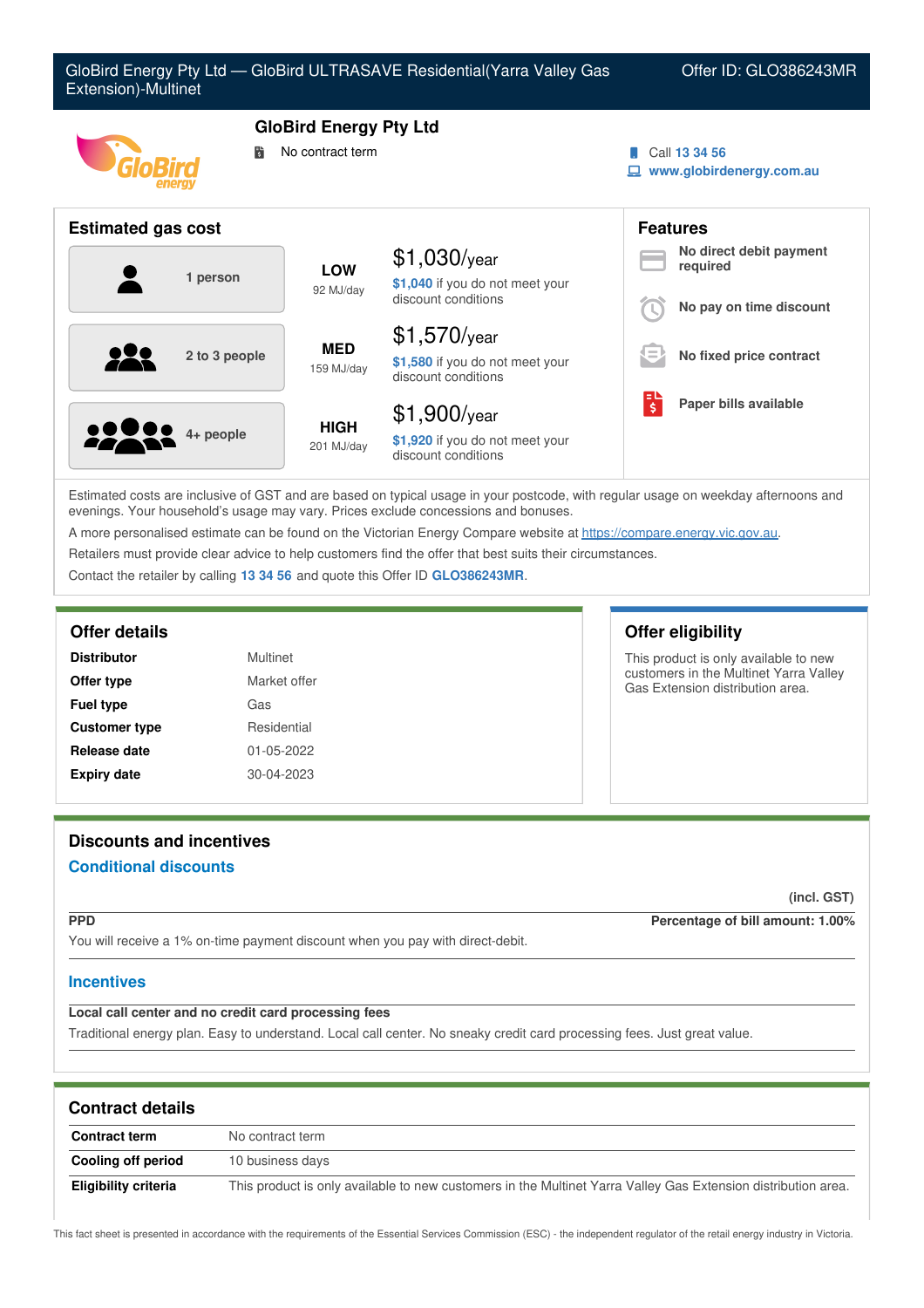# GloBird Energy Pty Ltd — GloBird ULTRASAVE Residential(Yarra Valley Gas Extension)-Multinet

Offer ID: GLO386243MR

## GloBird Energy Pty Ltd

No contract term

Call **13 34 56**

**www.globirdenergy.com.au**

## Estimated gas cost

| Household | Usage | Estimated cost |
|---|---|---|
| 1 person | **LOW** 92 MJ/day | $1,030/year — **$1,040** if you do not meet your discount conditions |
| 2 to 3 people | **MED** 159 MJ/day | $1,570/year — **$1,580** if you do not meet your discount conditions |
| 4+ people | **HIGH** 201 MJ/day | $1,900/year — **$1,920** if you do not meet your discount conditions |

## Features

- **No direct debit payment required**
- **No pay on time discount**
- **No fixed price contract**
- **Paper bills available**

Estimated costs are inclusive of GST and are based on typical usage in your postcode, with regular usage on weekday afternoons and evenings. Your household's usage may vary. Prices exclude concessions and bonuses.

A more personalised estimate can be found on the Victorian Energy Compare website at https://compare.energy.vic.gov.au.

Retailers must provide clear advice to help customers find the offer that best suits their circumstances.

Contact the retailer by calling **13 34 56** and quote this Offer ID **GLO386243MR**.

## Offer details

| | |
|---|---|
| **Distributor** | Multinet |
| **Offer type** | Market offer |
| **Fuel type** | Gas |
| **Customer type** | Residential |
| **Release date** | 01-05-2022 |
| **Expiry date** | 30-04-2023 |

## Offer eligibility

This product is only available to new customers in the Multinet Yarra Valley Gas Extension distribution area.

## Discounts and incentives

### Conditional discounts

(incl. GST)

**PPD** — **Percentage of bill amount: 1.00%**

You will receive a 1% on-time payment discount when you pay with direct-debit.

### Incentives

**Local call center and no credit card processing fees**

Traditional energy plan. Easy to understand. Local call center. No sneaky credit card processing fees. Just great value.

## Contract details

| | |
|---|---|
| **Contract term** | No contract term |
| **Cooling off period** | 10 business days |
| **Eligibility criteria** | This product is only available to new customers in the Multinet Yarra Valley Gas Extension distribution area. |

This fact sheet is presented in accordance with the requirements of the Essential Services Commission (ESC) - the independent regulator of the retail energy industry in Victoria.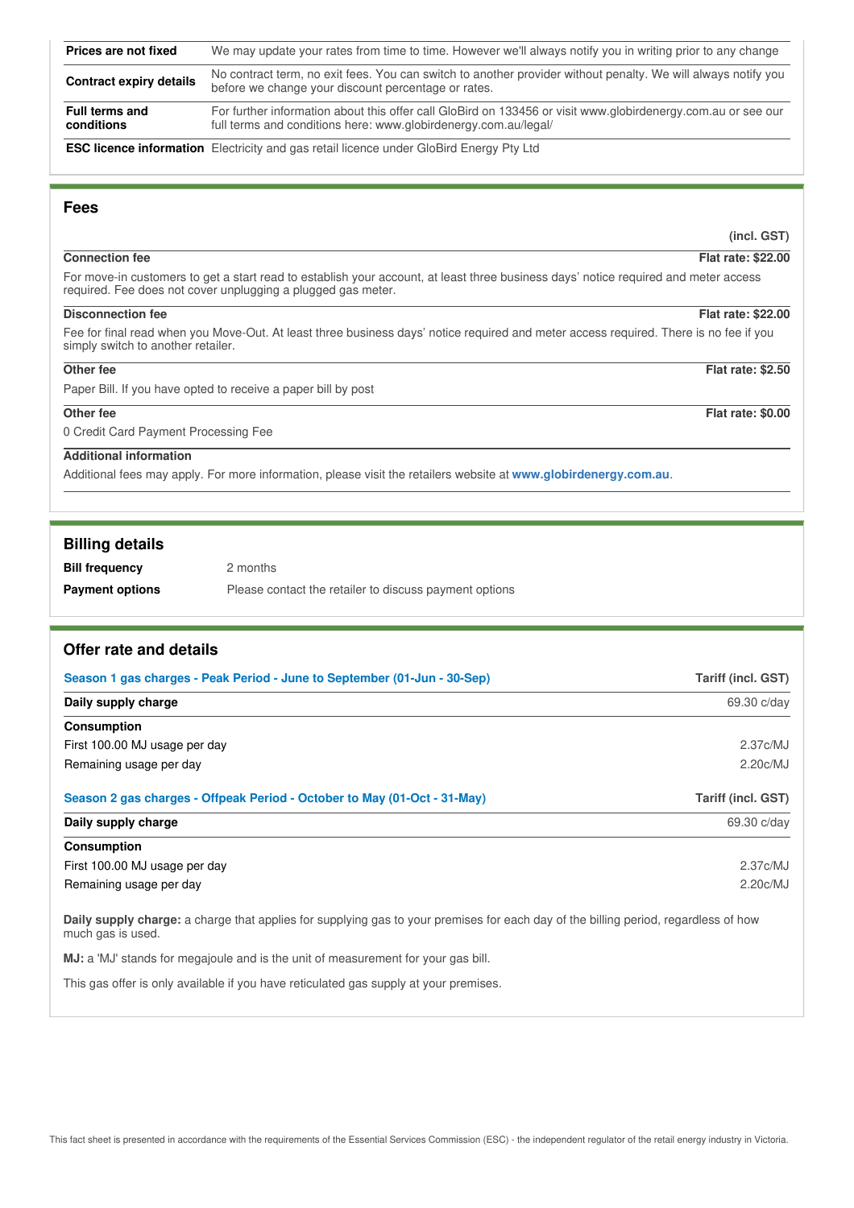| | |
|---|---|
| **Prices are not fixed** | We may update your rates from time to time. However we'll always notify you in writing prior to any change |
| **Contract expiry details** | No contract term, no exit fees. You can switch to another provider without penalty. We will always notify you before we change your discount percentage or rates. |
| **Full terms and conditions** | For further information about this offer call GloBird on 133456 or visit www.globirdenergy.com.au or see our full terms and conditions here: www.globirdenergy.com.au/legal/ |
| **ESC licence information** | Electricity and gas retail licence under GloBird Energy Pty Ltd |

## Fees

| | (incl. GST) |
|---|---|
| **Connection fee** | **Flat rate: $22.00** |

For move-in customers to get a start read to establish your account, at least three business days' notice required and meter access required. Fee does not cover unplugging a plugged gas meter.

| | |
|---|---|
| **Disconnection fee** | **Flat rate: $22.00** |

Fee for final read when you Move-Out. At least three business days' notice required and meter access required. There is no fee if you simply switch to another retailer.

| | |
|---|---|
| **Other fee** | **Flat rate: $2.50** |

Paper Bill. If you have opted to receive a paper bill by post

| | |
|---|---|
| **Other fee** | **Flat rate: $0.00** |

0 Credit Card Payment Processing Fee

**Additional information**

Additional fees may apply. For more information, please visit the retailers website at **www.globirdenergy.com.au**.

## Billing details

| | |
|---|---|
| **Bill frequency** | 2 months |
| **Payment options** | Please contact the retailer to discuss payment options |

## Offer rate and details

| Season 1 gas charges - Peak Period - June to September (01-Jun - 30-Sep) | Tariff (incl. GST) |
|---|---|
| **Daily supply charge** | 69.30 c/day |
| **Consumption** | |
| First 100.00 MJ usage per day | 2.37c/MJ |
| Remaining usage per day | 2.20c/MJ |

| Season 2 gas charges - Offpeak Period - October to May (01-Oct - 31-May) | Tariff (incl. GST) |
|---|---|
| **Daily supply charge** | 69.30 c/day |
| **Consumption** | |
| First 100.00 MJ usage per day | 2.37c/MJ |
| Remaining usage per day | 2.20c/MJ |

**Daily supply charge:** a charge that applies for supplying gas to your premises for each day of the billing period, regardless of how much gas is used.

**MJ:** a 'MJ' stands for megajoule and is the unit of measurement for your gas bill.

This gas offer is only available if you have reticulated gas supply at your premises.

This fact sheet is presented in accordance with the requirements of the Essential Services Commission (ESC) - the independent regulator of the retail energy industry in Victoria.